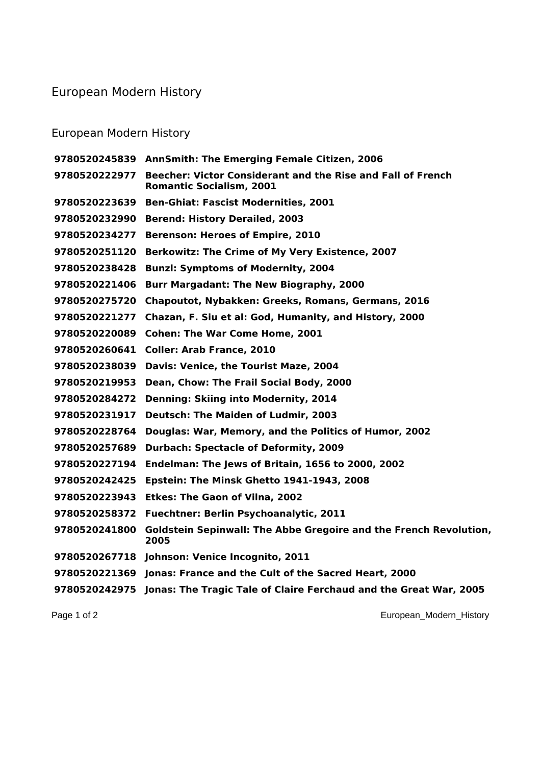# European Modern History

## European Modern History

| | |
|---|---|
| **9780520245839** | **AnnSmith: The Emerging Female Citizen, 2006** |
| **9780520222977** | **Beecher: Victor Considerant and the Rise and Fall of French Romantic Socialism, 2001** |
| **9780520223639** | **Ben-Ghiat: Fascist Modernities, 2001** |
| **9780520232990** | **Berend: History Derailed, 2003** |
| **9780520234277** | **Berenson: Heroes of Empire, 2010** |
| **9780520251120** | **Berkowitz: The Crime of My Very Existence, 2007** |
| **9780520238428** | **Bunzl: Symptoms of Modernity, 2004** |
| **9780520221406** | **Burr Margadant: The New Biography, 2000** |
| **9780520275720** | **Chapoutot, Nybakken: Greeks, Romans, Germans, 2016** |
| **9780520221277** | **Chazan, F. Siu et al: God, Humanity, and History, 2000** |
| **9780520220089** | **Cohen: The War Come Home, 2001** |
| **9780520260641** | **Coller: Arab France, 2010** |
| **9780520238039** | **Davis: Venice, the Tourist Maze, 2004** |
| **9780520219953** | **Dean, Chow: The Frail Social Body, 2000** |
| **9780520284272** | **Denning: Skiing into Modernity, 2014** |
| **9780520231917** | **Deutsch: The Maiden of Ludmir, 2003** |
| **9780520228764** | **Douglas: War, Memory, and the Politics of Humor, 2002** |
| **9780520257689** | **Durbach: Spectacle of Deformity, 2009** |
| **9780520227194** | **Endelman: The Jews of Britain, 1656 to 2000, 2002** |
| **9780520242425** | **Epstein: The Minsk Ghetto 1941-1943, 2008** |
| **9780520223943** | **Etkes: The Gaon of Vilna, 2002** |
| **9780520258372** | **Fuechtner: Berlin Psychoanalytic, 2011** |
| **9780520241800** | **Goldstein Sepinwall: The Abbe Gregoire and the French Revolution, 2005** |
| **9780520267718** | **Johnson: Venice Incognito, 2011** |
| **9780520221369** | **Jonas: France and the Cult of the Sacred Heart, 2000** |
| **9780520242975** | **Jonas: The Tragic Tale of Claire Ferchaud and the Great War, 2005** |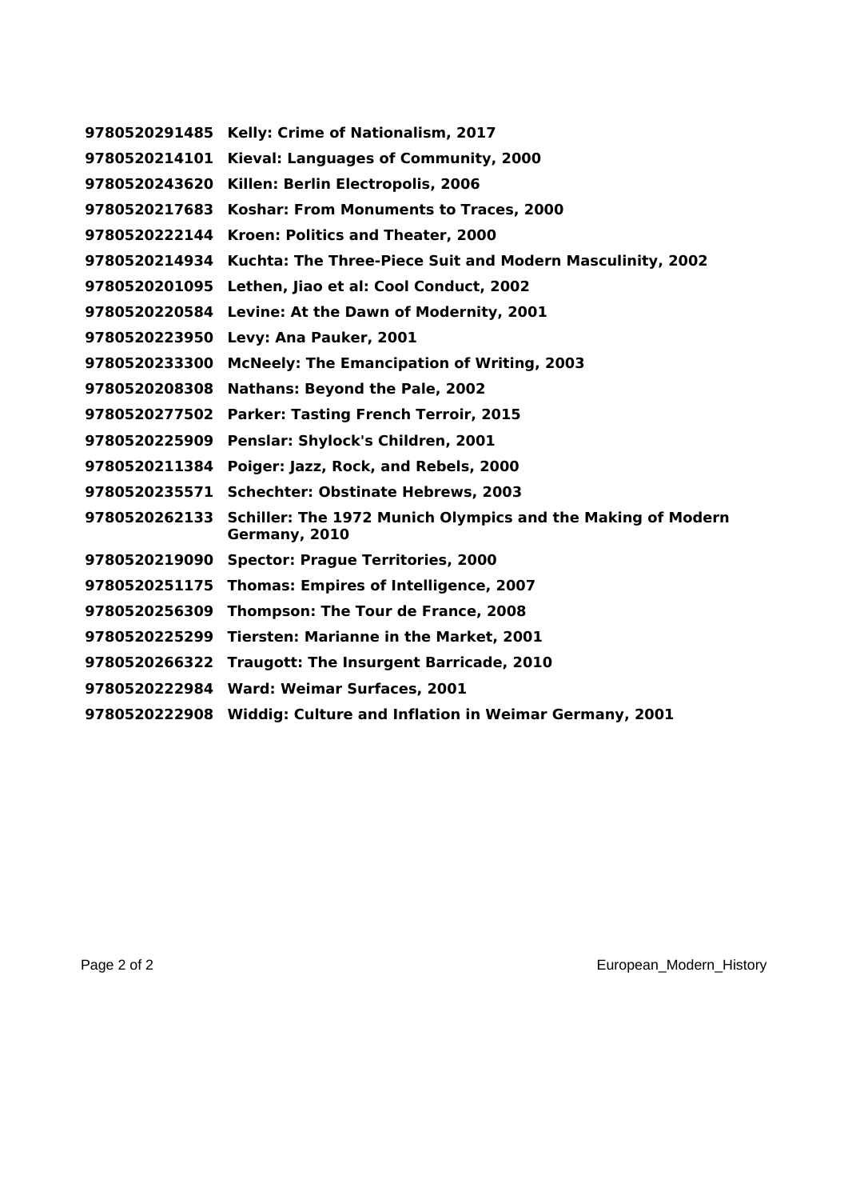| | |
|---|---|
| **9780520291485** | **Kelly: Crime of Nationalism, 2017** |
| **9780520214101** | **Kieval: Languages of Community, 2000** |
| **9780520243620** | **Killen: Berlin Electropolis, 2006** |
| **9780520217683** | **Koshar: From Monuments to Traces, 2000** |
| **9780520222144** | **Kroen: Politics and Theater, 2000** |
| **9780520214934** | **Kuchta: The Three-Piece Suit and Modern Masculinity, 2002** |
| **9780520201095** | **Lethen, Jiao et al: Cool Conduct, 2002** |
| **9780520220584** | **Levine: At the Dawn of Modernity, 2001** |
| **9780520223950** | **Levy: Ana Pauker, 2001** |
| **9780520233300** | **McNeely: The Emancipation of Writing, 2003** |
| **9780520208308** | **Nathans: Beyond the Pale, 2002** |
| **9780520277502** | **Parker: Tasting French Terroir, 2015** |
| **9780520225909** | **Penslar: Shylock's Children, 2001** |
| **9780520211384** | **Poiger: Jazz, Rock, and Rebels, 2000** |
| **9780520235571** | **Schechter: Obstinate Hebrews, 2003** |
| **9780520262133** | **Schiller: The 1972 Munich Olympics and the Making of Modern Germany, 2010** |
| **9780520219090** | **Spector: Prague Territories, 2000** |
| **9780520251175** | **Thomas: Empires of Intelligence, 2007** |
| **9780520256309** | **Thompson: The Tour de France, 2008** |
| **9780520225299** | **Tiersten: Marianne in the Market, 2001** |
| **9780520266322** | **Traugott: The Insurgent Barricade, 2010** |
| **9780520222984** | **Ward: Weimar Surfaces, 2001** |
| **9780520222908** | **Widdig: Culture and Inflation in Weimar Germany, 2001** |